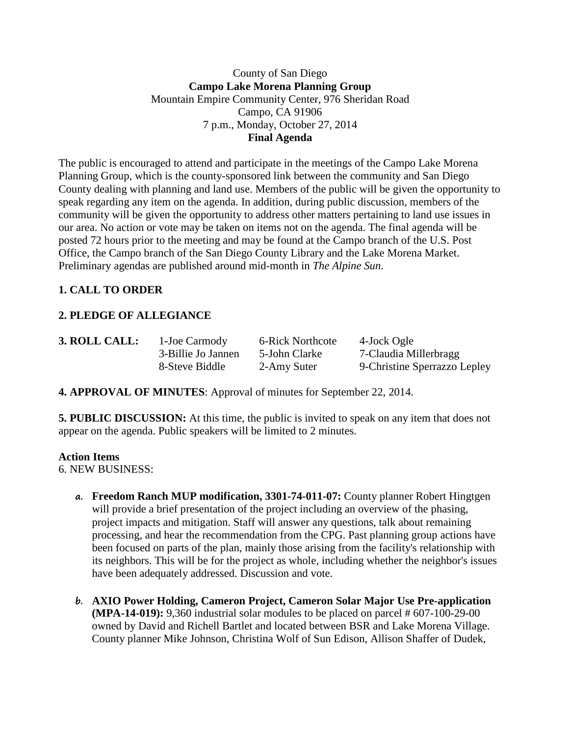County of San Diego

**Campo Lake Morena Planning Group**

Mountain Empire Community Center, 976 Sheridan Road

Campo, CA 91906

7 p.m., Monday, October 27, 2014

**Final Agenda**

The public is encouraged to attend and participate in the meetings of the Campo Lake Morena Planning Group, which is the county-sponsored link between the community and San Diego County dealing with planning and land use. Members of the public will be given the opportunity to speak regarding any item on the agenda. In addition, during public discussion, members of the community will be given the opportunity to address other matters pertaining to land use issues in our area. No action or vote may be taken on items not on the agenda. The final agenda will be posted 72 hours prior to the meeting and may be found at the Campo branch of the U.S. Post Office, the Campo branch of the San Diego County Library and the Lake Morena Market. Preliminary agendas are published around mid-month in *The Alpine Sun*.

**1. CALL TO ORDER**

**2. PLEDGE OF ALLEGIANCE**

**3. ROLL CALL:**

| 1-Joe Carmody | 6-Rick Northcote | 4-Jock Ogle |
|---|---|---|
| 3-Billie Jo Jannen | 5-John Clarke | 7-Claudia Millerbragg |
| 8-Steve Biddle | 2-Amy Suter | 9-Christine Sperrazzo Lepley |

**4. APPROVAL OF MINUTES**: Approval of minutes for September 22, 2014.

**5. PUBLIC DISCUSSION:** At this time, the public is invited to speak on any item that does not appear on the agenda. Public speakers will be limited to 2 minutes.

**Action Items**

6. NEW BUSINESS:

a. **Freedom Ranch MUP modification, 3301-74-011-07:** County planner Robert Hingtgen will provide a brief presentation of the project including an overview of the phasing, project impacts and mitigation. Staff will answer any questions, talk about remaining processing, and hear the recommendation from the CPG. Past planning group actions have been focused on parts of the plan, mainly those arising from the facility's relationship with its neighbors. This will be for the project as whole, including whether the neighbor's issues have been adequately addressed. Discussion and vote.

b. **AXIO Power Holding, Cameron Project, Cameron Solar Major Use Pre-application (MPA-14-019):** 9,360 industrial solar modules to be placed on parcel # 607-100-29-00 owned by David and Richell Bartlet and located between BSR and Lake Morena Village. County planner Mike Johnson, Christina Wolf of Sun Edison, Allison Shaffer of Dudek,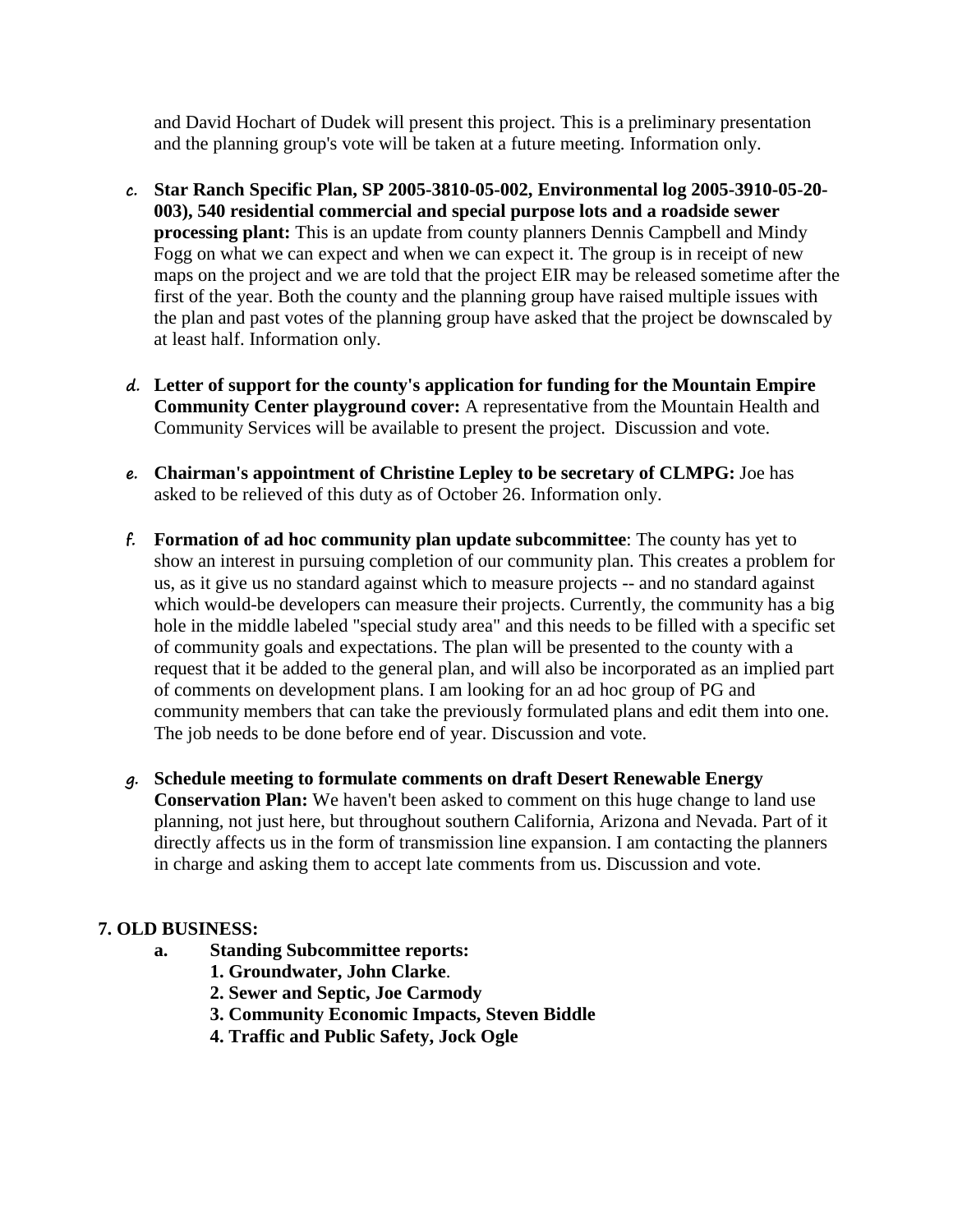and David Hochart of Dudek will present this project. This is a preliminary presentation and the planning group's vote will be taken at a future meeting. Information only.

c. **Star Ranch Specific Plan, SP 2005-3810-05-002, Environmental log 2005-3910-05-20-003), 540 residential commercial and special purpose lots and a roadside sewer processing plant:** This is an update from county planners Dennis Campbell and Mindy Fogg on what we can expect and when we can expect it. The group is in receipt of new maps on the project and we are told that the project EIR may be released sometime after the first of the year. Both the county and the planning group have raised multiple issues with the plan and past votes of the planning group have asked that the project be downscaled by at least half. Information only.

d. **Letter of support for the county's application for funding for the Mountain Empire Community Center playground cover:** A representative from the Mountain Health and Community Services will be available to present the project. Discussion and vote.

e. **Chairman's appointment of Christine Lepley to be secretary of CLMPG:** Joe has asked to be relieved of this duty as of October 26. Information only.

f. **Formation of ad hoc community plan update subcommittee**: The county has yet to show an interest in pursuing completion of our community plan. This creates a problem for us, as it give us no standard against which to measure projects -- and no standard against which would-be developers can measure their projects. Currently, the community has a big hole in the middle labeled "special study area" and this needs to be filled with a specific set of community goals and expectations. The plan will be presented to the county with a request that it be added to the general plan, and will also be incorporated as an implied part of comments on development plans. I am looking for an ad hoc group of PG and community members that can take the previously formulated plans and edit them into one. The job needs to be done before end of year. Discussion and vote.

g. **Schedule meeting to formulate comments on draft Desert Renewable Energy Conservation Plan:** We haven't been asked to comment on this huge change to land use planning, not just here, but throughout southern California, Arizona and Nevada. Part of it directly affects us in the form of transmission line expansion. I am contacting the planners in charge and asking them to accept late comments from us. Discussion and vote.

**7. OLD BUSINESS:**

- **a. Standing Subcommittee reports:**
  - **1. Groundwater, John Clarke**.
  - **2. Sewer and Septic, Joe Carmody**
  - **3. Community Economic Impacts, Steven Biddle**
  - **4. Traffic and Public Safety, Jock Ogle**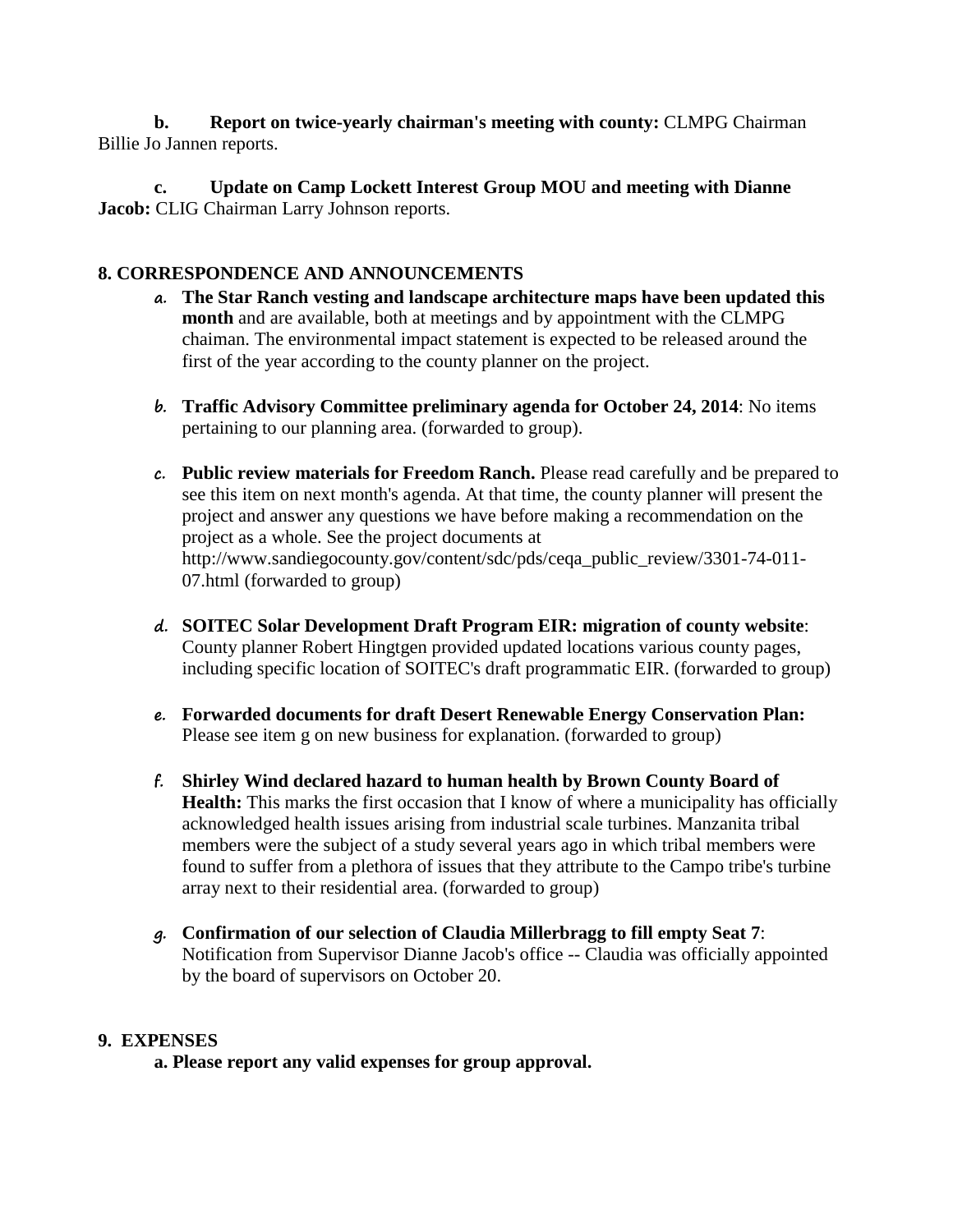**b. Report on twice-yearly chairman's meeting with county:** CLMPG Chairman Billie Jo Jannen reports.

**c. Update on Camp Lockett Interest Group MOU and meeting with Dianne Jacob:** CLIG Chairman Larry Johnson reports.

## 8. CORRESPONDENCE AND ANNOUNCEMENTS

a. **The Star Ranch vesting and landscape architecture maps have been updated this month** and are available, both at meetings and by appointment with the CLMPG chaiman. The environmental impact statement is expected to be released around the first of the year according to the county planner on the project.

b. **Traffic Advisory Committee preliminary agenda for October 24, 2014**: No items pertaining to our planning area. (forwarded to group).

c. **Public review materials for Freedom Ranch.** Please read carefully and be prepared to see this item on next month's agenda. At that time, the county planner will present the project and answer any questions we have before making a recommendation on the project as a whole. See the project documents at http://www.sandiegocounty.gov/content/sdc/pds/ceqa_public_review/3301-74-011-07.html (forwarded to group)

d. **SOITEC Solar Development Draft Program EIR: migration of county website**: County planner Robert Hingtgen provided updated locations various county pages, including specific location of SOITEC's draft programmatic EIR. (forwarded to group)

e. **Forwarded documents for draft Desert Renewable Energy Conservation Plan:** Please see item g on new business for explanation. (forwarded to group)

f. **Shirley Wind declared hazard to human health by Brown County Board of Health:** This marks the first occasion that I know of where a municipality has officially acknowledged health issues arising from industrial scale turbines. Manzanita tribal members were the subject of a study several years ago in which tribal members were found to suffer from a plethora of issues that they attribute to the Campo tribe's turbine array next to their residential area. (forwarded to group)

g. **Confirmation of our selection of Claudia Millerbragg to fill empty Seat 7**: Notification from Supervisor Dianne Jacob's office -- Claudia was officially appointed by the board of supervisors on October 20.

## 9. EXPENSES

**a. Please report any valid expenses for group approval.**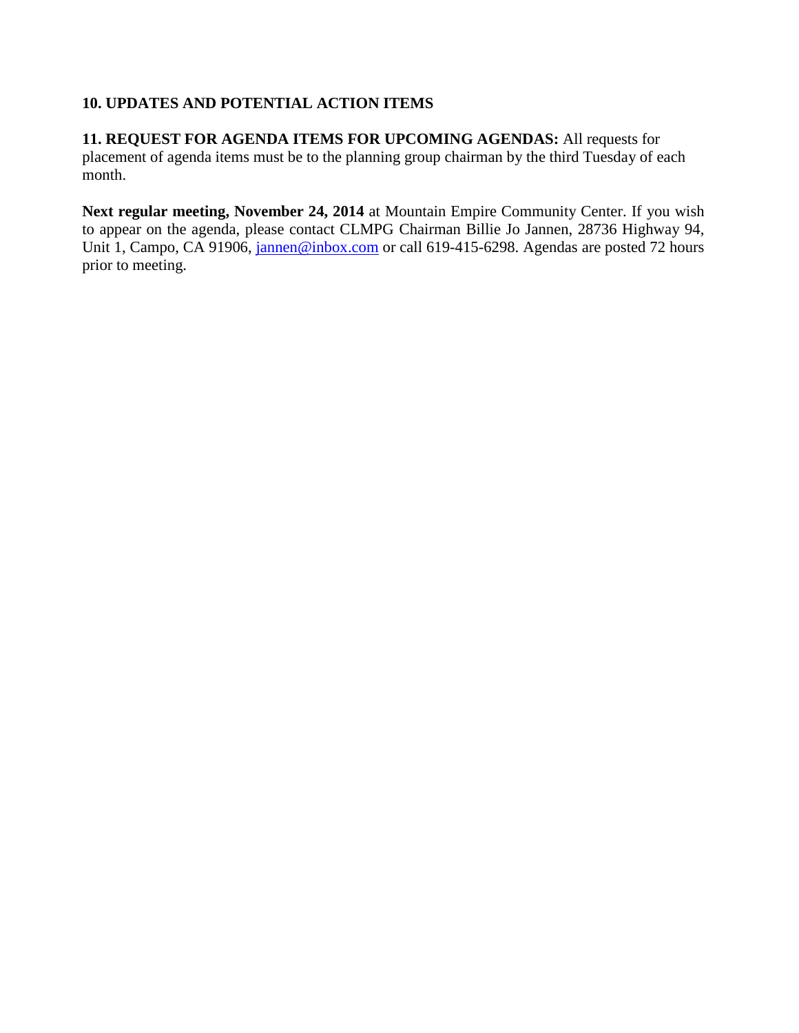**10. UPDATES AND POTENTIAL ACTION ITEMS**

**11. REQUEST FOR AGENDA ITEMS FOR UPCOMING AGENDAS:** All requests for placement of agenda items must be to the planning group chairman by the third Tuesday of each month.

**Next regular meeting, November 24, 2014** at Mountain Empire Community Center. If you wish to appear on the agenda, please contact CLMPG Chairman Billie Jo Jannen, 28736 Highway 94, Unit 1, Campo, CA 91906, jannen@inbox.com or call 619-415-6298. Agendas are posted 72 hours prior to meeting.